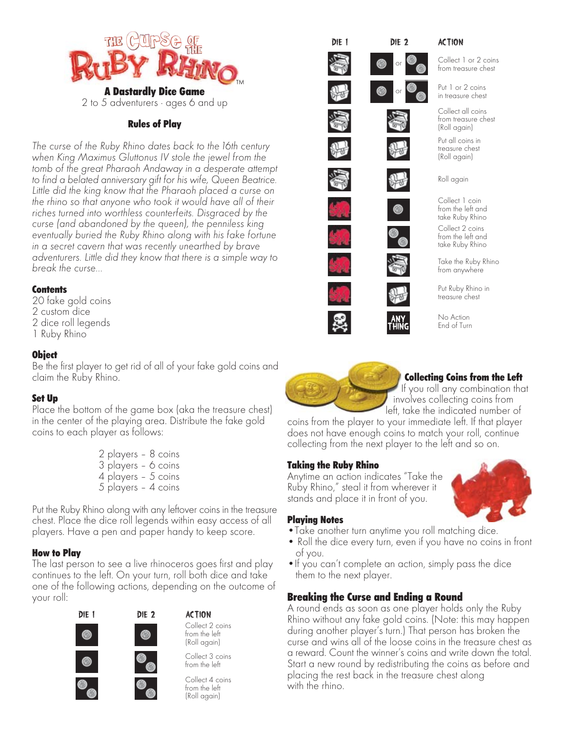# THE CURSE OF THE RUBY RHINO™

**A Dastardly Dice Game**

2 to 5 adventurers · ages 6 and up

## Rules of Play

*The curse of the Ruby Rhino dates back to the 16th century when King Maximus Gluttonus IV stole the jewel from the tomb of the great Pharaoh Andaway in a desperate attempt to find a belated anniversary gift for his wife, Queen Beatrice. Little did the king know that the Pharaoh placed a curse on the rhino so that anyone who took it would have all of their riches turned into worthless counterfeits. Disgraced by the curse (and abandoned by the queen), the penniless king eventually buried the Ruby Rhino along with his fake fortune in a secret cavern that was recently unearthed by brave adventurers. Little did they know that there is a simple way to break the curse...*

### Contents

20 fake gold coins
2 custom dice
2 dice roll legends
1 Ruby Rhino

### Object

Be the first player to get rid of all of your fake gold coins and claim the Ruby Rhino.

### Set Up

Place the bottom of the game box (aka the treasure chest) in the center of the playing area. Distribute the fake gold coins to each player as follows:

2 players – 8 coins
3 players – 6 coins
4 players – 5 coins
5 players – 4 coins

Put the Ruby Rhino along with any leftover coins in the treasure chest. Place the dice roll legends within easy access of all players. Have a pen and paper handy to keep score.

### How to Play

The last person to see a live rhinoceros goes first and play continues to the left. On your turn, roll both dice and take one of the following actions, depending on the outcome of your roll:

| DIE 1 | DIE 2 | ACTION |
|---|---|---|
| [1 coin] | [1 coin] | Collect 2 coins from the left (Roll again) |
| [1 coin] | [2 coins] | Collect 3 coins from the left |
| [2 coins] | [2 coins] | Collect 4 coins from the left (Roll again) |

| DIE 1 | DIE 2 | ACTION |
|---|---|---|
| [open chest] | [1 coin] or [2 coins] | Collect 1 or 2 coins from treasure chest |
| [closed chest] | [1 coin] or [2 coins] | Put 1 or 2 coins in treasure chest |
| [open chest] | [open chest] | Collect all coins from treasure chest (Roll again) |
| [closed chest] | [closed chest] | Put all coins in treasure chest (Roll again) |
| [open chest] | [closed chest] | Roll again |
| [rhino] | [1 coin] | Collect 1 coin from the left and take Ruby Rhino |
| [rhino] | [2 coins] | Collect 2 coins from the left and take Ruby Rhino |
| [rhino] | [open chest] | Take the Ruby Rhino from anywhere |
| [rhino] | [closed chest] | Put Ruby Rhino in treasure chest |
| [skull] | ANY THING | No Action End of Turn |

### Collecting Coins from the Left

If you roll any combination that involves collecting coins from left, take the indicated number of coins from the player to your immediate left. If that player does not have enough coins to match your roll, continue collecting from the next player to the left and so on.

### Taking the Ruby Rhino

Anytime an action indicates "Take the Ruby Rhino," steal it from wherever it stands and place it in front of you.

### Playing Notes

- Take another turn anytime you roll matching dice.
- Roll the dice every turn, even if you have no coins in front of you.
- If you can't complete an action, simply pass the dice them to the next player.

### Breaking the Curse and Ending a Round

A round ends as soon as one player holds only the Ruby Rhino without any fake gold coins. (Note: this may happen during another player's turn.) That person has broken the curse and wins all of the loose coins in the treasure chest as a reward. Count the winner's coins and write down the total. Start a new round by redistributing the coins as before and placing the rest back in the treasure chest along with the rhino.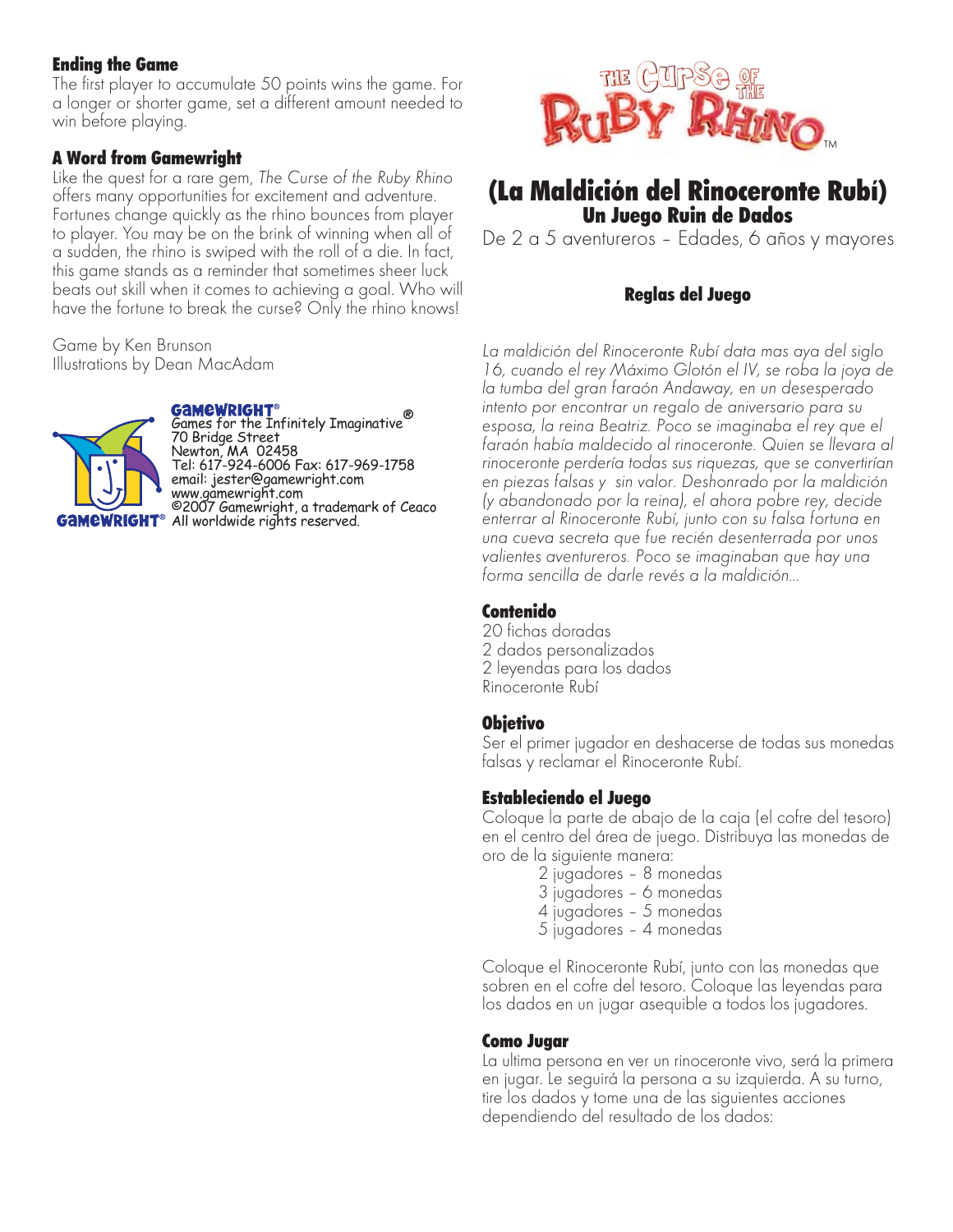## Ending the Game

The first player to accumulate 50 points wins the game. For a longer or shorter game, set a different amount needed to win before playing.

## A Word from Gamewright

Like the quest for a rare gem, *The Curse of the Ruby Rhino* offers many opportunities for excitement and adventure. Fortunes change quickly as the rhino bounces from player to player. You may be on the brink of winning when all of a sudden, the rhino is swiped with the roll of a die. In fact, this game stands as a reminder that sometimes sheer luck beats out skill when it comes to achieving a goal. Who will have the fortune to break the curse? Only the rhino knows!

Game by Ken Brunson
Illustrations by Dean MacAdam

GAMEWRIGHT®
Games for the Infinitely Imaginative®
70 Bridge Street
Newton, MA 02458
Tel: 617-924-6006 Fax: 617-969-1758
email: jester@gamewright.com
www.gamewright.com
©2007 Gamewright, a trademark of Ceaco
All worldwide rights reserved.

THE CURSE OF THE RUBY RHINO™

# (La Maldición del Rinoceronte Rubí)

## Un Juego Ruin de Dados

De 2 a 5 aventureros – Edades, 6 años y mayores

### Reglas del Juego

*La maldición del Rinoceronte Rubí data mas aya del siglo 16, cuando el rey Máximo Glotón el IV, se roba la joya de la tumba del gran faraón Andaway, en un desesperado intento por encontrar un regalo de aniversario para su esposa, la reina Beatriz. Poco se imaginaba el rey que el faraón había maldecido al rinoceronte. Quien se llevara al rinoceronte perdería todas sus riquezas, que se convertirían en piezas falsas y sin valor. Deshonrado por la maldición (y abandonado por la reina), el ahora pobre rey, decide enterrar al Rinoceronte Rubí, junto con su falsa fortuna en una cueva secreta que fue recién desenterrada por unos valientes aventureros. Poco se imaginaban que hay una forma sencilla de darle revés a la maldición...*

## Contenido

20 fichas doradas
2 dados personalizados
2 leyendas para los dados
Rinoceronte Rubí

## Objetivo

Ser el primer jugador en deshacerse de todas sus monedas falsas y reclamar el Rinoceronte Rubí.

## Estableciendo el Juego

Coloque la parte de abajo de la caja (el cofre del tesoro) en el centro del área de juego. Distribuya las monedas de oro de la siguiente manera:

- 2 jugadores – 8 monedas
- 3 jugadores – 6 monedas
- 4 jugadores – 5 monedas
- 5 jugadores – 4 monedas

Coloque el Rinoceronte Rubí, junto con las monedas que sobren en el cofre del tesoro. Coloque las leyendas para los dados en un jugar asequible a todos los jugadores.

## Como Jugar

La ultima persona en ver un rinoceronte vivo, será la primera en jugar. Le seguirá la persona a su izquierda. A su turno, tire los dados y tome una de las siguientes acciones dependiendo del resultado de los dados: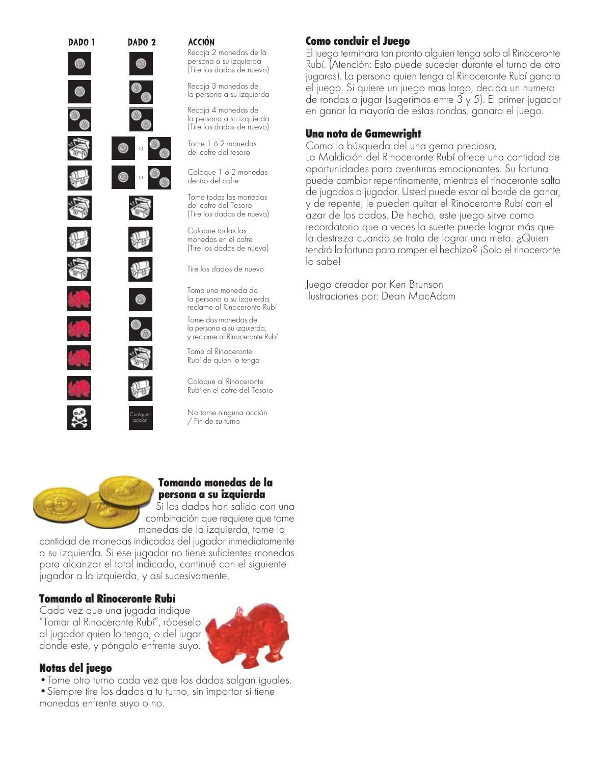| DADO 1 | DADO 2 | ACCIÓN |
|---|---|---|
| | | Recoja 2 monedas de la persona a su izquierda (Tire los dados de nuevo) |
| | | Recoja 3 monedas de la persona a su izquierda |
| | | Recoja 4 monedas de la persona a su izquierda (Tire los dados de nuevo) |
| | o | Tome 1 ó 2 monedas del cofre del tesoro |
| | o | Coloque 1 ó 2 monedas dentro del cofre |
| | | Tome todas las monedas del cofre del Tesoro (Tire los dados de nuevo) |
| | | Coloque todas las monedas en el cofre (Tire los dados de nuevo) |
| | | Tire los dados de nuevo |
| | | Tome una moneda de la persona a su izquierda, reclame al Rinoceronte Rubí |
| | | Tome dos monedas de la persona a su izquierda, y reclame al Rinoceronte Rubí |
| | | Tome al Rinoceronte Rubí de quien lo tenga |
| | | Coloque al Rinoceronte Rubí en el cofre del Tesoro |
| | Cualquier acción | No tome ninguna acción / Fin de su turno |

## Tomando monedas de la persona a su izquierda

Si los dados han salido con una combinación que requiere que tome monedas de la izquierda, tome la cantidad de monedas indicadas del jugador inmediatamente a su izquierda. Si ese jugador no tiene suficientes monedas para alcanzar el total indicado, continué con el siguiente jugador a la izquierda, y así sucesivamente.

## Tomando al Rinoceronte Rubí

Cada vez que una jugada indique "Tomar al Rinoceronte Rubí", róbeselo al jugador quien lo tenga, o del lugar donde este, y póngalo enfrente suyo.

## Notas del juego

- Tome otro turno cada vez que los dados salgan iguales.
- Siempre tire los dados a tu turno, sin importar si tiene monedas enfrente suyo o no.

## Como concluir el Juego

El juego terminara tan pronto alguien tenga solo al Rinoceronte Rubí. (Atención: Esto puede suceder durante el turno de otro jugaros). La persona quien tenga al Rinoceronte Rubí ganara el juego. Si quiere un juego mas largo, decida un numero de rondas a jugar (sugerimos entre 3 y 5). El primer jugador en ganar la mayoría de estas rondas, ganara el juego.

## Una nota de Gamewright

Como la búsqueda del una gema preciosa, La Maldición del Rinoceronte Rubí ofrece una cantidad de oportunidades para aventuras emocionantes. Su fortuna puede cambiar repentinamente, mientras el rinoceronte salta de jugados a jugador. Usted puede estar al borde de ganar, y de repente, le pueden quitar el Rinoceronte Rubí con el azar de los dados. De hecho, este juego sirve como recordatorio que a veces la suerte puede lograr más que la destreza cuando se trata de lograr una meta. ¿Quien tendrá la fortuna para romper el hechizo? ¡Solo el rinoceronte lo sabe!

Juego creador por Ken Brunson
Ilustraciones por: Dean MacAdam